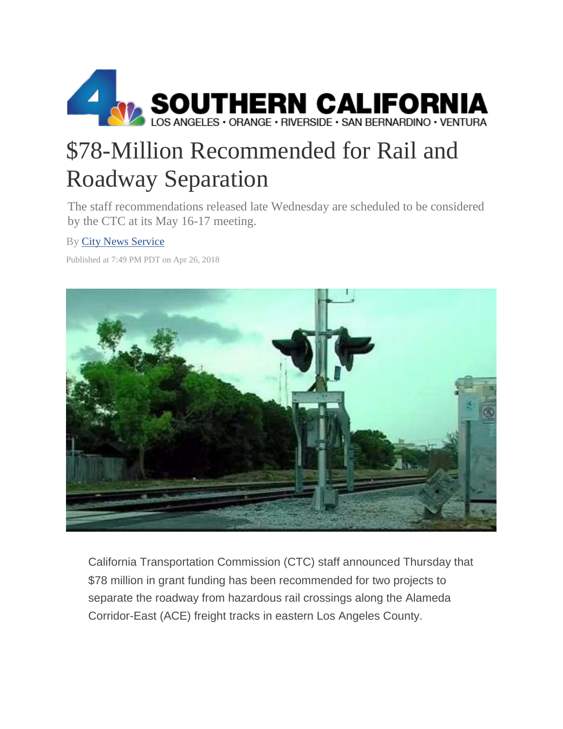# $78-Million Recommended for Rail and Roadway Separation

The staff recommendations released late Wednesday are scheduled to be considered by the CTC at its May 16-17 meeting.

By City News Service

Published at 7:49 PM PDT on Apr 26, 2018

California Transportation Commission (CTC) staff announced Thursday that $78 million in grant funding has been recommended for two projects to separate the roadway from hazardous rail crossings along the Alameda Corridor-East (ACE) freight tracks in eastern Los Angeles County.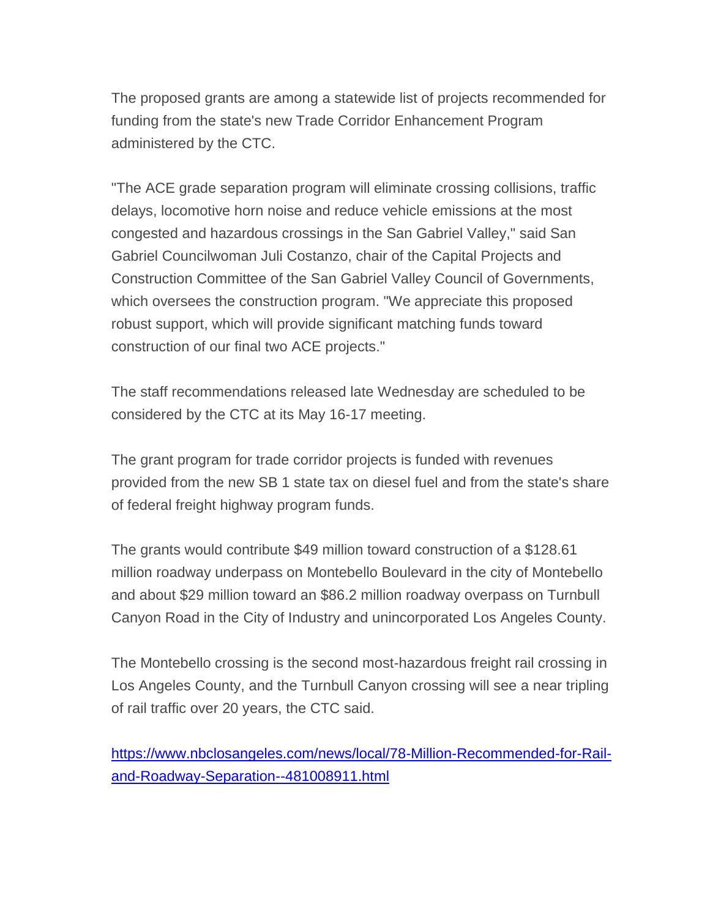The proposed grants are among a statewide list of projects recommended for funding from the state's new Trade Corridor Enhancement Program administered by the CTC.

"The ACE grade separation program will eliminate crossing collisions, traffic delays, locomotive horn noise and reduce vehicle emissions at the most congested and hazardous crossings in the San Gabriel Valley," said San Gabriel Councilwoman Juli Costanzo, chair of the Capital Projects and Construction Committee of the San Gabriel Valley Council of Governments, which oversees the construction program. "We appreciate this proposed robust support, which will provide significant matching funds toward construction of our final two ACE projects."

The staff recommendations released late Wednesday are scheduled to be considered by the CTC at its May 16-17 meeting.

The grant program for trade corridor projects is funded with revenues provided from the new SB 1 state tax on diesel fuel and from the state's share of federal freight highway program funds.

The grants would contribute $49 million toward construction of a $128.61 million roadway underpass on Montebello Boulevard in the city of Montebello and about $29 million toward an $86.2 million roadway overpass on Turnbull Canyon Road in the City of Industry and unincorporated Los Angeles County.

The Montebello crossing is the second most-hazardous freight rail crossing in Los Angeles County, and the Turnbull Canyon crossing will see a near tripling of rail traffic over 20 years, the CTC said.

[https://www.nbclosangeles.com/news/local/78-Million-Recommended-for-Rail-and-Roadway-Separation--481008911.html](https://www.nbclosangeles.com/news/local/78-Million-Recommended-for-Rail-and-Roadway-Separation--481008911.html)